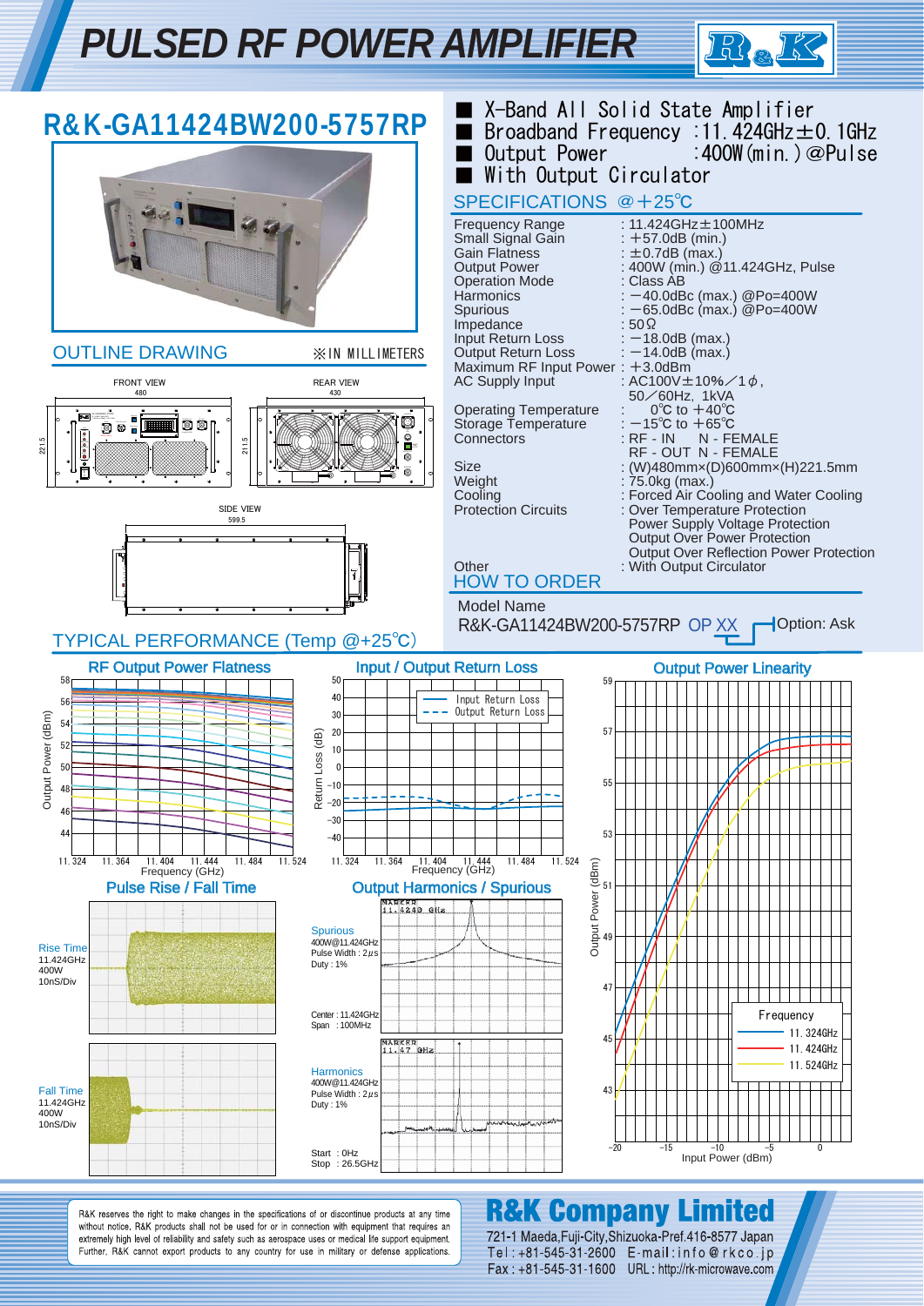# PULSED RF POWER AMPLIFIER

## R&K-GA11424BW200-5757RP

- X-Band All Solid State Amplifier
- Broadband Frequency : 11.424GHz±0.1GHz
- Output Power : 400W(min.)@Pulse
- With Output Circulator

## SPECIFICATIONS @+25℃

| | |
|---|---|
| Frequency Range | : 11.424GHz±100MHz |
| Small Signal Gain | : +57.0dB (min.) |
| Gain Flatness | : ±0.7dB (max.) |
| Output Power | : 400W (min.) @11.424GHz, Pulse |
| Operation Mode | : Class AB |
| Harmonics | : −40.0dBc (max.) @Po=400W |
| Spurious | : −65.0dBc (max.) @Po=400W |
| Impedance | : 50Ω |
| Input Return Loss | : −18.0dB (max.) |
| Output Return Loss | : −14.0dB (max.) |
| Maximum RF Input Power | : +3.0dBm |
| AC Supply Input | : AC100V±10%／1φ, 50／60Hz, 1kVA |
| Operating Temperature | : 0℃ to +40℃ |
| Storage Temperature | : −15℃ to +65℃ |
| Connectors | : RF - IN N - FEMALE<br>RF - OUT N - FEMALE |
| Size | : (W)480mm×(D)600mm×(H)221.5mm |
| Weight | : 75.0kg (max.) |
| Cooling | : Forced Air Cooling and Water Cooling |
| Protection Circuits | : Over Temperature Protection<br>Power Supply Voltage Protection<br>Output Over Power Protection<br>Output Over Reflection Power Protection |
| Other | : With Output Circulator |

## OUTLINE DRAWING

※IN MILLIMETERS

FRONT VIEW 480 — 221.5

REAR VIEW 430 — 211.5

SIDE VIEW 599.5

## HOW TO ORDER

Model Name

R&K-GA11424BW200-5757RP OP XX — Option: Ask

## TYPICAL PERFORMANCE (Temp @+25℃)

### RF Output Power Flatness

Output Power (dBm) vs Frequency (GHz), 11.324 – 11.524

### Input / Output Return Loss

Return Loss (dB) vs Frequency (GHz); Input Return Loss, Output Return Loss

### Output Power Linearity

Output Power (dBm) vs Input Power (dBm); Frequency: 11.324GHz, 11.424GHz, 11.524GHz

### Pulse Rise / Fall Time

Rise Time 11.424GHz 400W 10nS/Div

Fall Time 11.424GHz 400W 10nS/Div

### Output Harmonics / Spurious

Spurious 400W@11.424GHz Pulse Width : 2μs Duty : 1%

Center : 11.424GHz Span : 100MHz

MARKER 11.4240 GHz

Harmonics 400W@11.424GHz Pulse Width : 2μs Duty : 1%

Start : 0Hz Stop : 26.5GHz

MARKER 11.47 GHz

---

R&K reserves the right to make changes in the specifications of or discontinue products at any time without notice. R&K products shall not be used for or in connection with equipment that requires an extremely high level of reliability and safety such as aerospace uses or medical life support equipment. Further, R&K cannot export products to any country for use in military or defense applications.

**R&K Company Limited**

721-1 Maeda,Fuji-City,Shizuoka-Pref.416-8577 Japan
Tel : +81-545-31-2600 E-mail : info@rkco.jp
Fax : +81-545-31-1600 URL : http://rk-microwave.com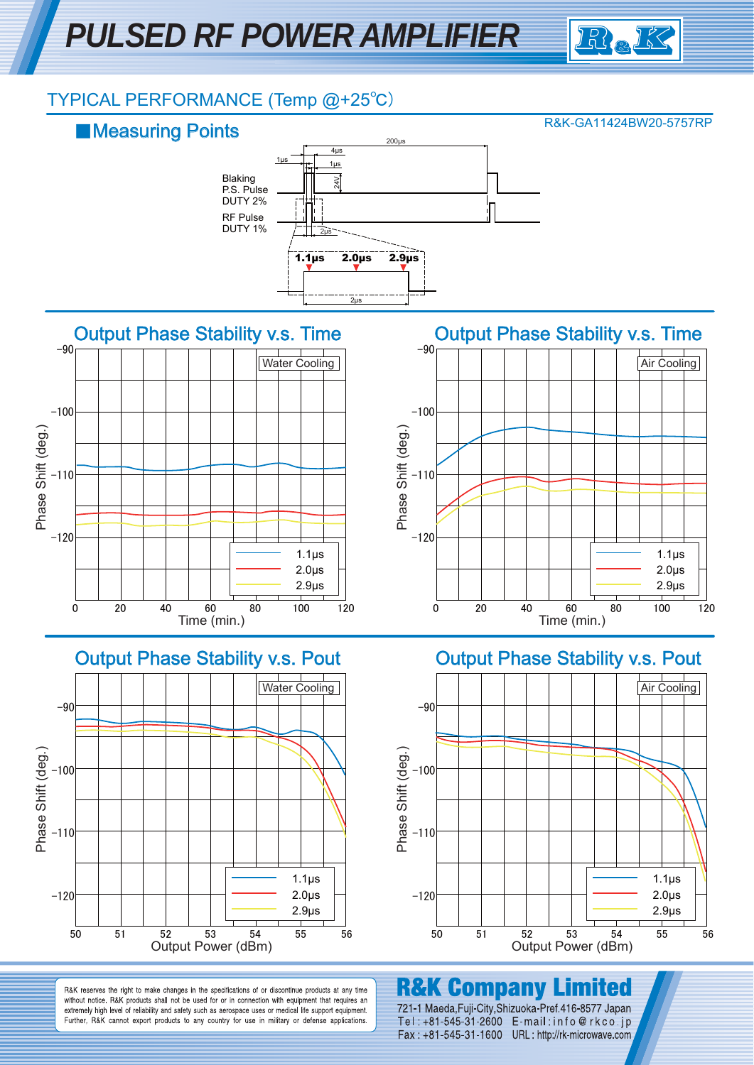# PULSED RF POWER AMPLIFIER

## TYPICAL PERFORMANCE (Temp @+25℃)

R&K-GA11424BW20-5757RP

### ■Measuring Points

200μs
4μs
1μs
1μs
24V
Blaking
P.S. Pulse
DUTY 2%
RF Pulse
DUTY 1%
2μs
1.1μs
2.0μs
2.9μs
2μs

### Output Phase Stability v.s. Time

Water Cooling

Phase Shift (deg.)
−90
−100
−110
−120

Time (min.)
0 20 40 60 80 100 120

1.1μs
2.0μs
2.9μs

### Output Phase Stability v.s. Time

Air Cooling

Phase Shift (deg.)
−90
−100
−110
−120

Time (min.)
0 20 40 60 80 100 120

1.1μs
2.0μs
2.9μs

### Output Phase Stability v.s. Pout

Water Cooling

Phase Shift (deg.)
−90
−100
−110
−120

Output Power (dBm)
50 51 52 53 54 55 56

1.1μs
2.0μs
2.9μs

### Output Phase Stability v.s. Pout

Air Cooling

Phase Shift (deg.)
−90
−100
−110
−120

Output Power (dBm)
50 51 52 53 54 55 56

1.1μs
2.0μs
2.9μs

R&K reserves the right to make changes in the specifications of or discontinue products at any time without notice. R&K products shall not be used for or in connection with equipment that requires an extremely high level of reliability and safety such as aerospace uses or medical life support equipment. Further, R&K cannot export products to any country for use in military or defense applications.

**R&K Company Limited**
721-1 Maeda,Fuji-City,Shizuoka-Pref.416-8577 Japan
Tel : +81-545-31-2600 E-mail : info@rkco.jp
Fax : +81-545-31-1600 URL : http://rk-microwave.com